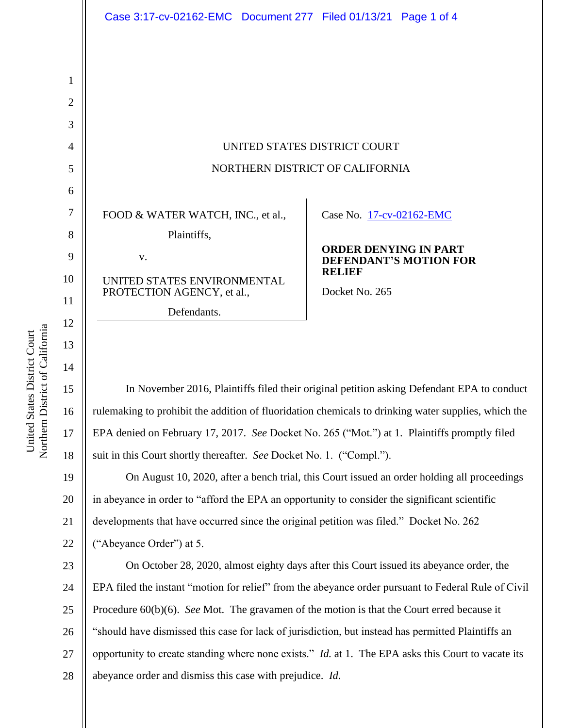UNITED STATES DISTRICT COURT

NORTHERN DISTRICT OF CALIFORNIA

FOOD & WATER WATCH, INC., et al.,

Plaintiffs,

v.

UNITED STATES ENVIRONMENTAL PROTECTION AGENCY, et al.,

Defendants.

Case No. 17-cv-02162-EMC

**ORDER DENYING IN PART DEFENDANT'S MOTION FOR RELIEF**

Docket No. 265

In November 2016, Plaintiffs filed their original petition asking Defendant EPA to conduct rulemaking to prohibit the addition of fluoridation chemicals to drinking water supplies, which the EPA denied on February 17, 2017. *See* Docket No. 265 ("Mot.") at 1. Plaintiffs promptly filed suit in this Court shortly thereafter. *See* Docket No. 1. ("Compl.").

On August 10, 2020, after a bench trial, this Court issued an order holding all proceedings in abeyance in order to "afford the EPA an opportunity to consider the significant scientific developments that have occurred since the original petition was filed." Docket No. 262 ("Abeyance Order") at 5.

On October 28, 2020, almost eighty days after this Court issued its abeyance order, the EPA filed the instant "motion for relief" from the abeyance order pursuant to Federal Rule of Civil Procedure 60(b)(6). *See* Mot. The gravamen of the motion is that the Court erred because it "should have dismissed this case for lack of jurisdiction, but instead has permitted Plaintiffs an opportunity to create standing where none exists." *Id.* at 1. The EPA asks this Court to vacate its abeyance order and dismiss this case with prejudice. *Id.*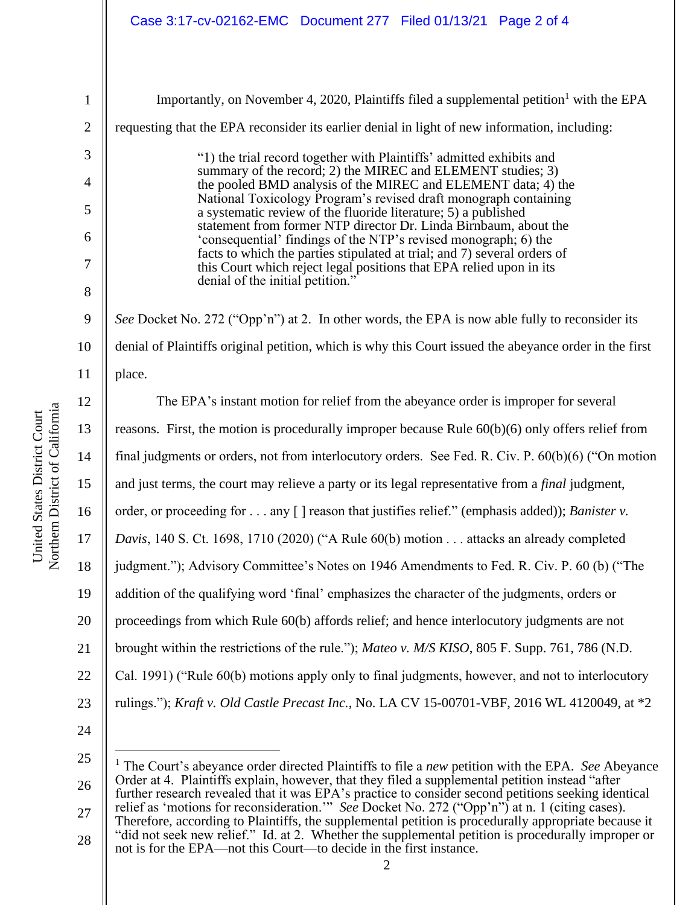Importantly, on November 4, 2020, Plaintiffs filed a supplemental petition[1] with the EPA requesting that the EPA reconsider its earlier denial in light of new information, including:

> "1) the trial record together with Plaintiffs' admitted exhibits and summary of the record; 2) the MIREC and ELEMENT studies; 3) the pooled BMD analysis of the MIREC and ELEMENT data; 4) the National Toxicology Program's revised draft monograph containing a systematic review of the fluoride literature; 5) a published statement from former NTP director Dr. Linda Birnbaum, about the 'consequential' findings of the NTP's revised monograph; 6) the facts to which the parties stipulated at trial; and 7) several orders of this Court which reject legal positions that EPA relied upon in its denial of the initial petition."

*See* Docket No. 272 ("Opp'n") at 2. In other words, the EPA is now able fully to reconsider its denial of Plaintiffs original petition, which is why this Court issued the abeyance order in the first place.

The EPA's instant motion for relief from the abeyance order is improper for several reasons. First, the motion is procedurally improper because Rule 60(b)(6) only offers relief from final judgments or orders, not from interlocutory orders. See Fed. R. Civ. P. 60(b)(6) ("On motion and just terms, the court may relieve a party or its legal representative from a *final* judgment, order, or proceeding for . . . any [ ] reason that justifies relief." (emphasis added)); *Banister v. Davis*, 140 S. Ct. 1698, 1710 (2020) ("A Rule 60(b) motion . . . attacks an already completed judgment."); Advisory Committee's Notes on 1946 Amendments to Fed. R. Civ. P. 60 (b) ("The addition of the qualifying word 'final' emphasizes the character of the judgments, orders or proceedings from which Rule 60(b) affords relief; and hence interlocutory judgments are not brought within the restrictions of the rule."); *Mateo v. M/S KISO*, 805 F. Supp. 761, 786 (N.D. Cal. 1991) ("Rule 60(b) motions apply only to final judgments, however, and not to interlocutory rulings."); *Kraft v. Old Castle Precast Inc.*, No. LA CV 15-00701-VBF, 2016 WL 4120049, at *2

---

[1] The Court's abeyance order directed Plaintiffs to file a *new* petition with the EPA. *See* Abeyance Order at 4. Plaintiffs explain, however, that they filed a supplemental petition instead "after further research revealed that it was EPA's practice to consider second petitions seeking identical relief as 'motions for reconsideration.'" *See* Docket No. 272 ("Opp'n") at n. 1 (citing cases). Therefore, according to Plaintiffs, the supplemental petition is procedurally appropriate because it "did not seek new relief." Id. at 2. Whether the supplemental petition is procedurally improper or not is for the EPA—not this Court—to decide in the first instance.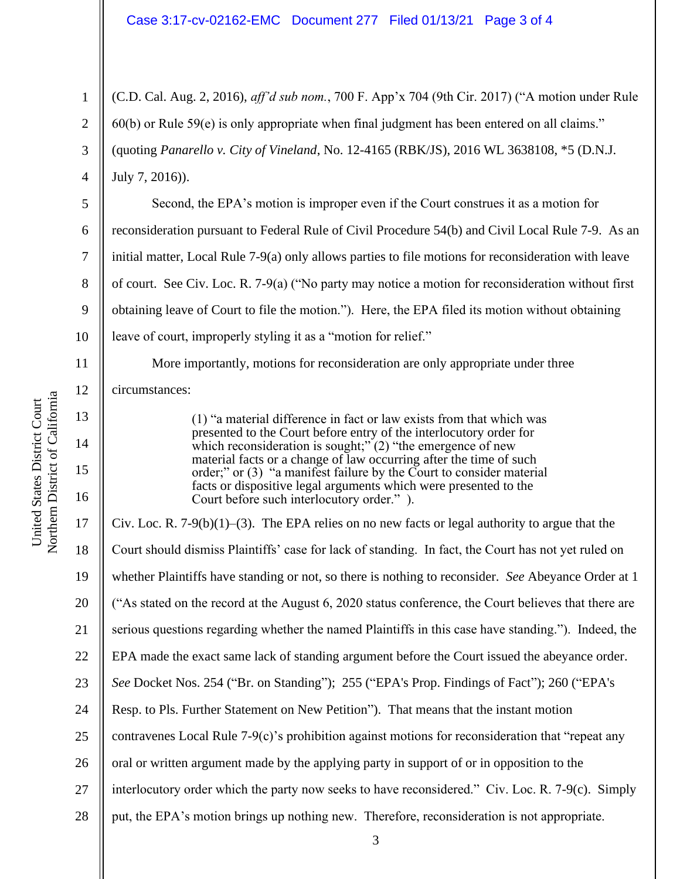(C.D. Cal. Aug. 2, 2016), *aff'd sub nom.*, 700 F. App'x 704 (9th Cir. 2017) ("A motion under Rule 60(b) or Rule 59(e) is only appropriate when final judgment has been entered on all claims." (quoting *Panarello v. City of Vineland*, No. 12-4165 (RBK/JS), 2016 WL 3638108, *5 (D.N.J. July 7, 2016)).

Second, the EPA's motion is improper even if the Court construes it as a motion for reconsideration pursuant to Federal Rule of Civil Procedure 54(b) and Civil Local Rule 7-9. As an initial matter, Local Rule 7-9(a) only allows parties to file motions for reconsideration with leave of court. See Civ. Loc. R. 7-9(a) ("No party may notice a motion for reconsideration without first obtaining leave of Court to file the motion."). Here, the EPA filed its motion without obtaining leave of court, improperly styling it as a "motion for relief."

More importantly, motions for reconsideration are only appropriate under three circumstances:

> (1) "a material difference in fact or law exists from that which was presented to the Court before entry of the interlocutory order for which reconsideration is sought;" (2) "the emergence of new material facts or a change of law occurring after the time of such order;" or (3) "a manifest failure by the Court to consider material facts or dispositive legal arguments which were presented to the Court before such interlocutory order." ).

Civ. Loc. R. 7-9(b)(1)–(3). The EPA relies on no new facts or legal authority to argue that the Court should dismiss Plaintiffs' case for lack of standing. In fact, the Court has not yet ruled on whether Plaintiffs have standing or not, so there is nothing to reconsider. *See* Abeyance Order at 1 ("As stated on the record at the August 6, 2020 status conference, the Court believes that there are serious questions regarding whether the named Plaintiffs in this case have standing."). Indeed, the EPA made the exact same lack of standing argument before the Court issued the abeyance order. *See* Docket Nos. 254 ("Br. on Standing"); 255 ("EPA's Prop. Findings of Fact"); 260 ("EPA's Resp. to Pls. Further Statement on New Petition"). That means that the instant motion contravenes Local Rule 7-9(c)'s prohibition against motions for reconsideration that "repeat any oral or written argument made by the applying party in support of or in opposition to the interlocutory order which the party now seeks to have reconsidered." Civ. Loc. R. 7-9(c). Simply put, the EPA's motion brings up nothing new. Therefore, reconsideration is not appropriate.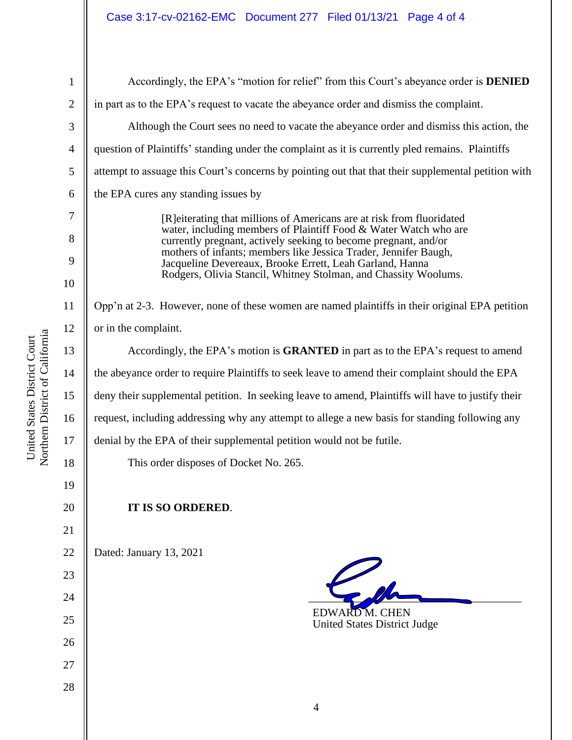Accordingly, the EPA's "motion for relief" from this Court's abeyance order is **DENIED** in part as to the EPA's request to vacate the abeyance order and dismiss the complaint.

Although the Court sees no need to vacate the abeyance order and dismiss this action, the question of Plaintiffs' standing under the complaint as it is currently pled remains. Plaintiffs attempt to assuage this Court's concerns by pointing out that that their supplemental petition with the EPA cures any standing issues by

> [R]eiterating that millions of Americans are at risk from fluoridated water, including members of Plaintiff Food & Water Watch who are currently pregnant, actively seeking to become pregnant, and/or mothers of infants; members like Jessica Trader, Jennifer Baugh, Jacqueline Devereaux, Brooke Errett, Leah Garland, Hanna Rodgers, Olivia Stancil, Whitney Stolman, and Chassity Woolums.

Opp'n at 2-3. However, none of these women are named plaintiffs in their original EPA petition or in the complaint.

Accordingly, the EPA's motion is **GRANTED** in part as to the EPA's request to amend the abeyance order to require Plaintiffs to seek leave to amend their complaint should the EPA deny their supplemental petition. In seeking leave to amend, Plaintiffs will have to justify their request, including addressing why any attempt to allege a new basis for standing following any denial by the EPA of their supplemental petition would not be futile.

This order disposes of Docket No. 265.

**IT IS SO ORDERED**.

Dated: January 13, 2021

EDWARD M. CHEN
United States District Judge